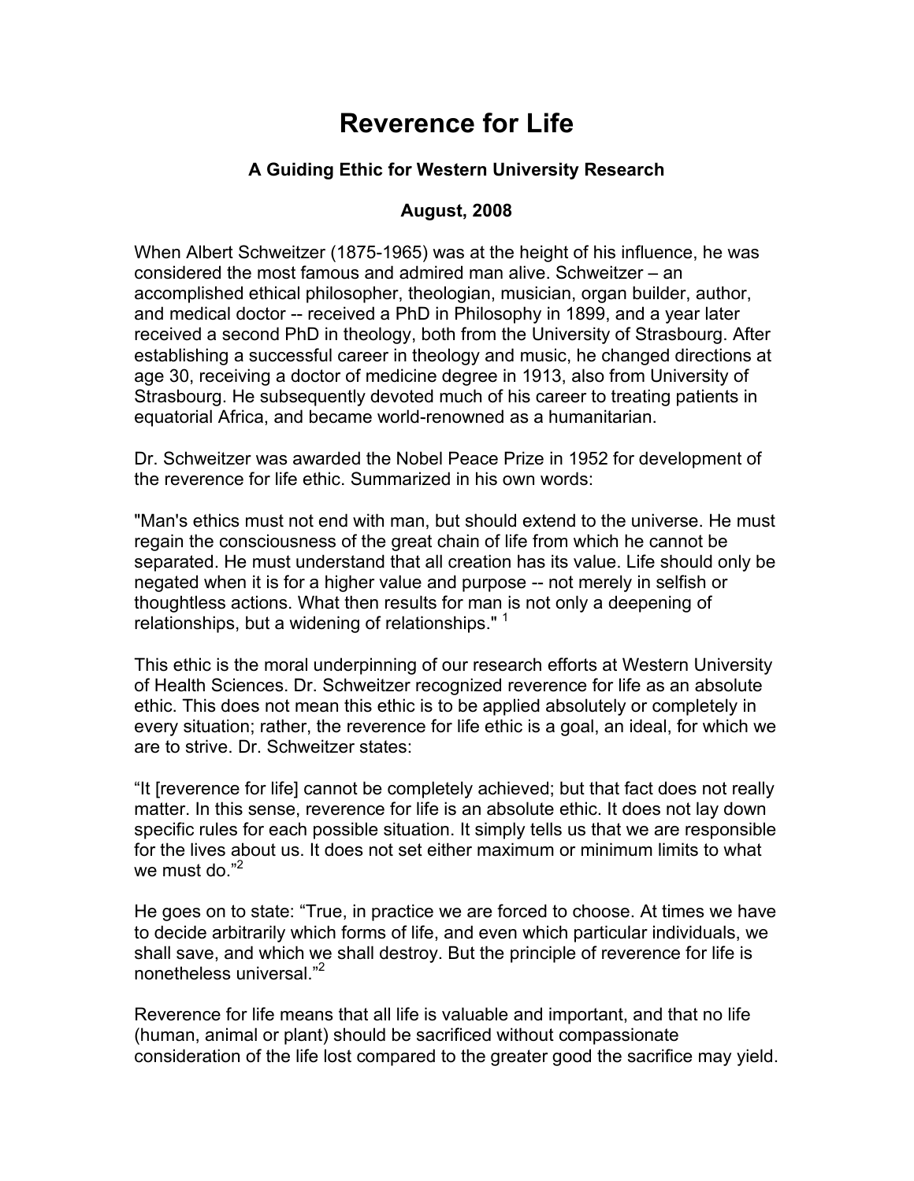# Reverence for Life

### A Guiding Ethic for Western University Research

### August, 2008

When Albert Schweitzer (1875-1965) was at the height of his influence, he was considered the most famous and admired man alive. Schweitzer – an accomplished ethical philosopher, theologian, musician, organ builder, author, and medical doctor -- received a PhD in Philosophy in 1899, and a year later received a second PhD in theology, both from the University of Strasbourg. After establishing a successful career in theology and music, he changed directions at age 30, receiving a doctor of medicine degree in 1913, also from University of Strasbourg. He subsequently devoted much of his career to treating patients in equatorial Africa, and became world-renowned as a humanitarian.

Dr. Schweitzer was awarded the Nobel Peace Prize in 1952 for development of the reverence for life ethic. Summarized in his own words:

"Man's ethics must not end with man, but should extend to the universe. He must regain the consciousness of the great chain of life from which he cannot be separated. He must understand that all creation has its value. Life should only be negated when it is for a higher value and purpose -- not merely in selfish or thoughtless actions. What then results for man is not only a deepening of relationships, but a widening of relationships." [1]

This ethic is the moral underpinning of our research efforts at Western University of Health Sciences. Dr. Schweitzer recognized reverence for life as an absolute ethic. This does not mean this ethic is to be applied absolutely or completely in every situation; rather, the reverence for life ethic is a goal, an ideal, for which we are to strive. Dr. Schweitzer states:

"It [reverence for life] cannot be completely achieved; but that fact does not really matter. In this sense, reverence for life is an absolute ethic. It does not lay down specific rules for each possible situation. It simply tells us that we are responsible for the lives about us. It does not set either maximum or minimum limits to what we must do."[2]

He goes on to state: "True, in practice we are forced to choose. At times we have to decide arbitrarily which forms of life, and even which particular individuals, we shall save, and which we shall destroy. But the principle of reverence for life is nonetheless universal."[2]

Reverence for life means that all life is valuable and important, and that no life (human, animal or plant) should be sacrificed without compassionate consideration of the life lost compared to the greater good the sacrifice may yield.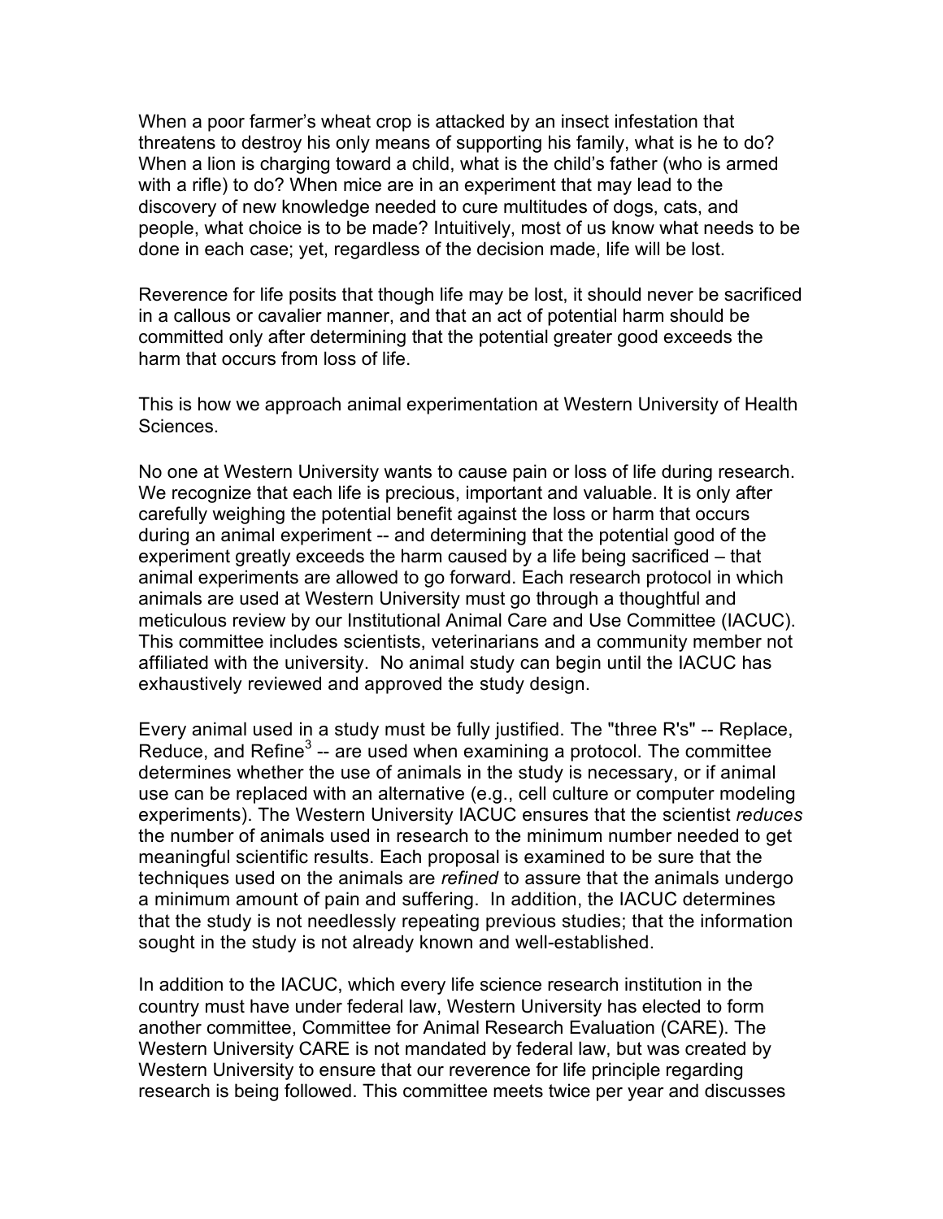When a poor farmer's wheat crop is attacked by an insect infestation that threatens to destroy his only means of supporting his family, what is he to do? When a lion is charging toward a child, what is the child's father (who is armed with a rifle) to do? When mice are in an experiment that may lead to the discovery of new knowledge needed to cure multitudes of dogs, cats, and people, what choice is to be made? Intuitively, most of us know what needs to be done in each case; yet, regardless of the decision made, life will be lost.

Reverence for life posits that though life may be lost, it should never be sacrificed in a callous or cavalier manner, and that an act of potential harm should be committed only after determining that the potential greater good exceeds the harm that occurs from loss of life.

This is how we approach animal experimentation at Western University of Health Sciences.

No one at Western University wants to cause pain or loss of life during research. We recognize that each life is precious, important and valuable. It is only after carefully weighing the potential benefit against the loss or harm that occurs during an animal experiment -- and determining that the potential good of the experiment greatly exceeds the harm caused by a life being sacrificed – that animal experiments are allowed to go forward. Each research protocol in which animals are used at Western University must go through a thoughtful and meticulous review by our Institutional Animal Care and Use Committee (IACUC). This committee includes scientists, veterinarians and a community member not affiliated with the university. No animal study can begin until the IACUC has exhaustively reviewed and approved the study design.

Every animal used in a study must be fully justified. The "three R's" -- Replace, Reduce, and Refine[3] -- are used when examining a protocol. The committee determines whether the use of animals in the study is necessary, or if animal use can be replaced with an alternative (e.g., cell culture or computer modeling experiments). The Western University IACUC ensures that the scientist *reduces* the number of animals used in research to the minimum number needed to get meaningful scientific results. Each proposal is examined to be sure that the techniques used on the animals are *refined* to assure that the animals undergo a minimum amount of pain and suffering. In addition, the IACUC determines that the study is not needlessly repeating previous studies; that the information sought in the study is not already known and well-established.

In addition to the IACUC, which every life science research institution in the country must have under federal law, Western University has elected to form another committee, Committee for Animal Research Evaluation (CARE). The Western University CARE is not mandated by federal law, but was created by Western University to ensure that our reverence for life principle regarding research is being followed. This committee meets twice per year and discusses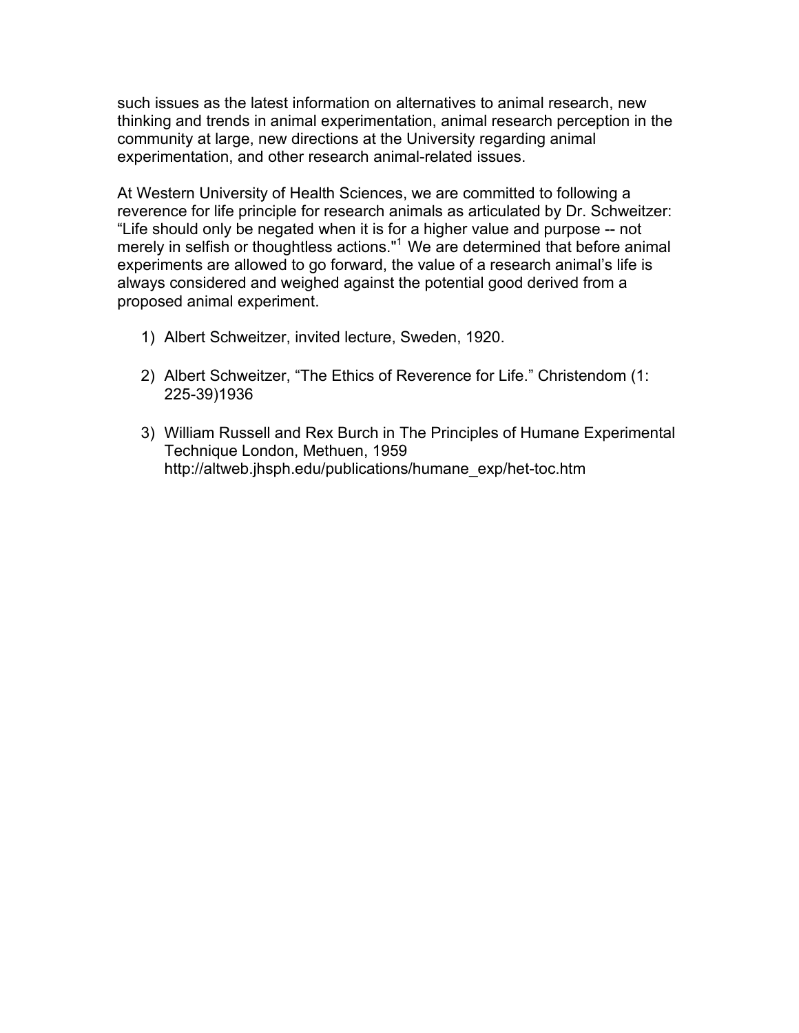such issues as the latest information on alternatives to animal research, new thinking and trends in animal experimentation, animal research perception in the community at large, new directions at the University regarding animal experimentation, and other research animal-related issues.

At Western University of Health Sciences, we are committed to following a reverence for life principle for research animals as articulated by Dr. Schweitzer: "Life should only be negated when it is for a higher value and purpose -- not merely in selfish or thoughtless actions."[1] We are determined that before animal experiments are allowed to go forward, the value of a research animal's life is always considered and weighed against the potential good derived from a proposed animal experiment.

1) Albert Schweitzer, invited lecture, Sweden, 1920.

2) Albert Schweitzer, "The Ethics of Reverence for Life." Christendom (1: 225-39)1936

3) William Russell and Rex Burch in The Principles of Humane Experimental Technique London, Methuen, 1959 http://altweb.jhsph.edu/publications/humane_exp/het-toc.htm